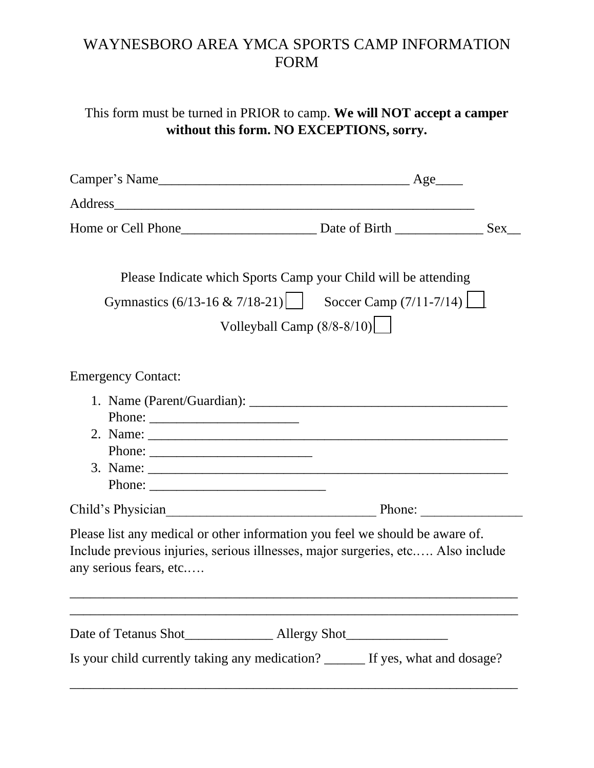# WAYNESBORO AREA YMCA SPORTS CAMP INFORMATION FORM

This form must be turned in PRIOR to camp. **We will NOT accept a camper without this form. NO EXCEPTIONS, sorry.**

Camper's Name_____________________________________ Age____

Address______________________________________________________

Home or Cell Phone____________________ Date of Birth _____________ Sex__

Please Indicate which Sports Camp your Child will be attending

Gymnastics (6/13-16 & 7/18-21) ☐ Soccer Camp (7/11-7/14) ☐

Volleyball Camp (8/8-8/10) ☐

Emergency Contact:

1. Name (Parent/Guardian): ______________________________________
   Phone: ______________________
2. Name: ______________________________________________________
   Phone: ________________________
3. Name: ______________________________________________________
   Phone: __________________________

Child's Physician_______________________________ Phone: _______________

Please list any medical or other information you feel we should be aware of. Include previous injuries, serious illnesses, major surgeries, etc.…. Also include any serious fears, etc.….

____________________________________________________________________
____________________________________________________________________

Date of Tetanus Shot_____________ Allergy Shot_______________

Is your child currently taking any medication? ______ If yes, what and dosage?

____________________________________________________________________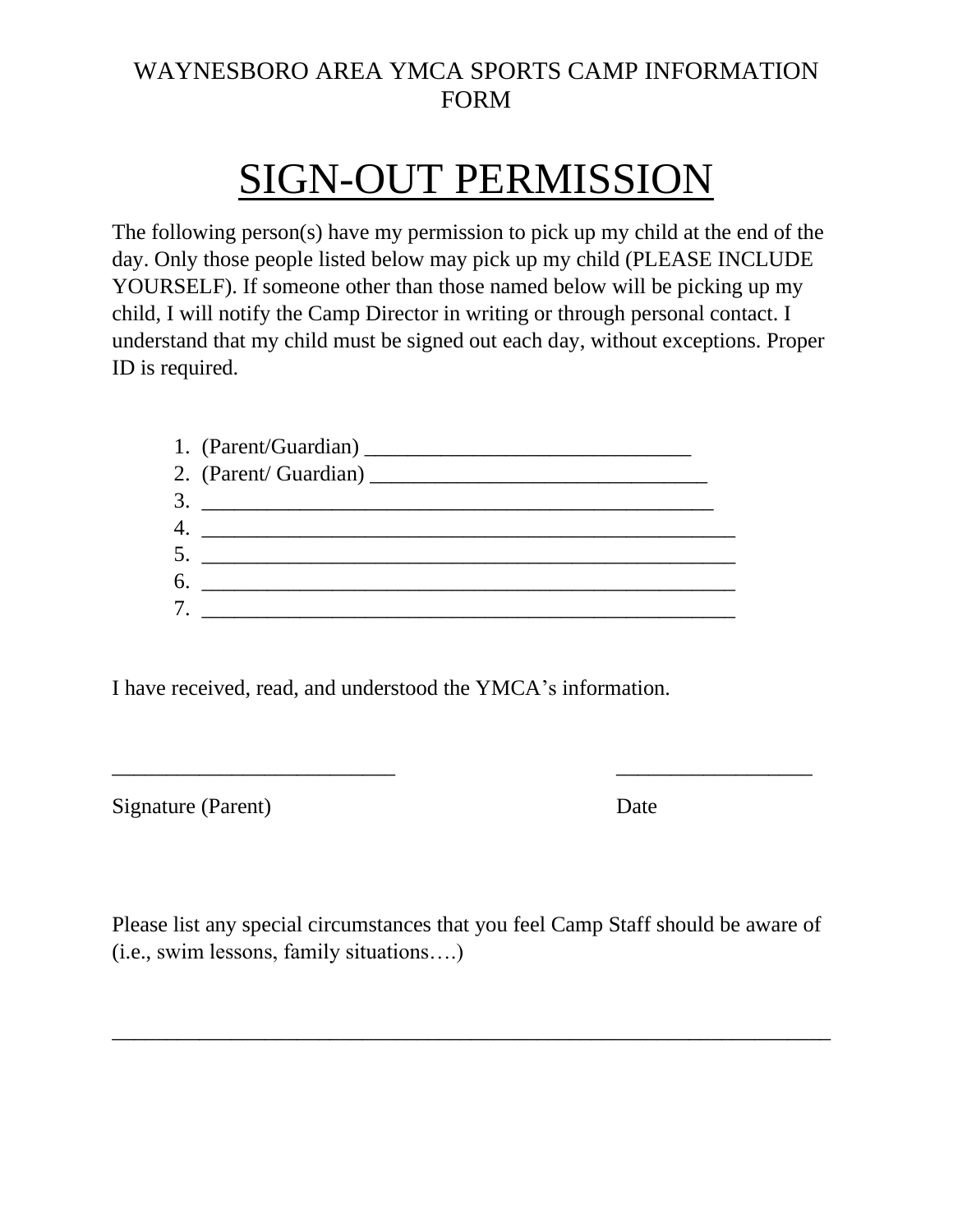WAYNESBORO AREA YMCA SPORTS CAMP INFORMATION FORM

# SIGN-OUT PERMISSION

The following person(s) have my permission to pick up my child at the end of the day. Only those people listed below may pick up my child (PLEASE INCLUDE YOURSELF). If someone other than those named below will be picking up my child, I will notify the Camp Director in writing or through personal contact. I understand that my child must be signed out each day, without exceptions. Proper ID is required.

1. (Parent/Guardian) ______________________________
2. (Parent/ Guardian) ________________________________
3. ________________________________________________
4. __________________________________________________
5. __________________________________________________
6. __________________________________________________
7. __________________________________________________

I have received, read, and understood the YMCA's information.

__________________________ __________________

Signature (Parent) Date

Please list any special circumstances that you feel Camp Staff should be aware of (i.e., swim lessons, family situations….)

__________________________________________________________________